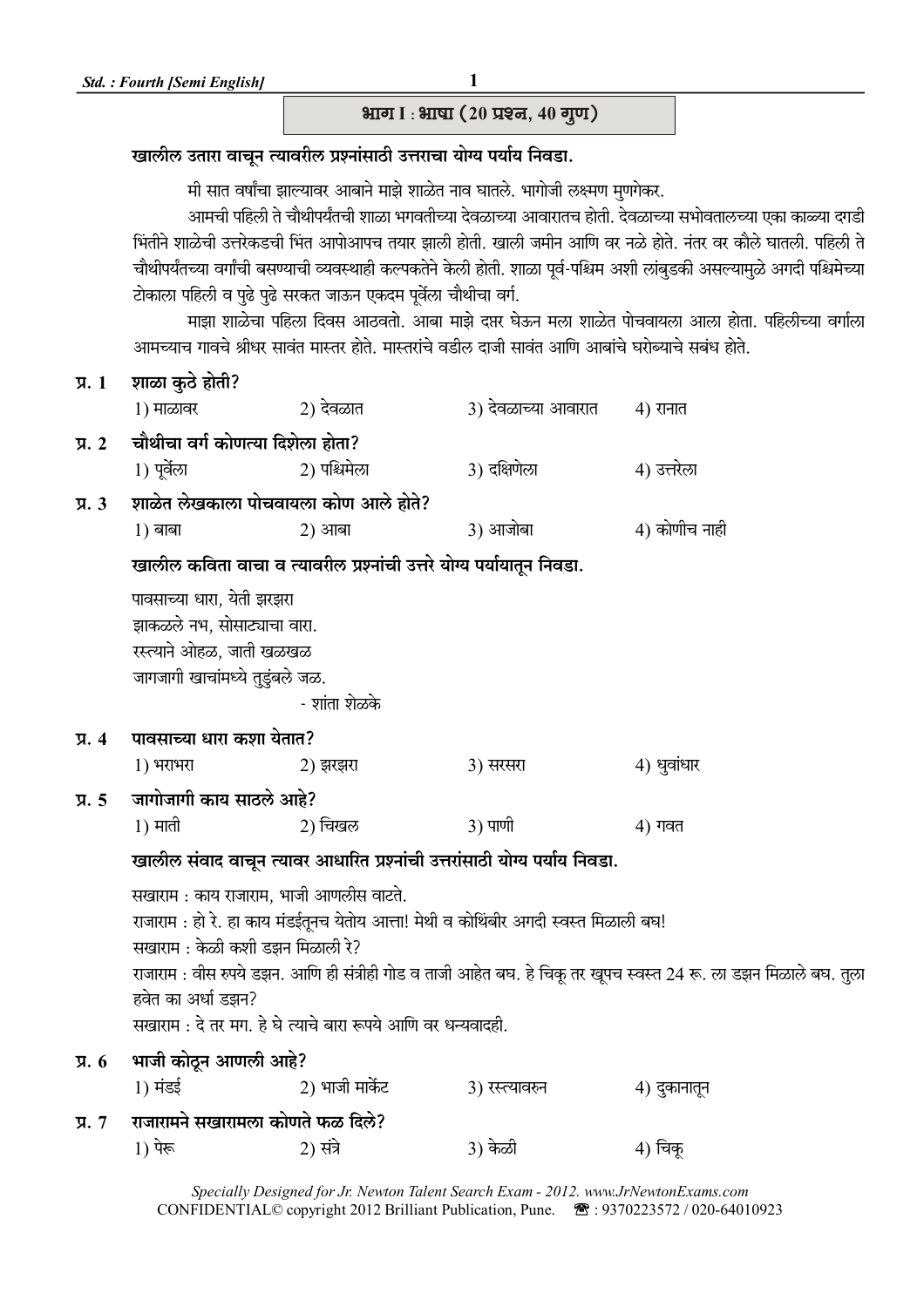## भाग I : भाषा (20 प्रश्न, 40 गुण)

**खालील उतारा वाचून त्यावरील प्रश्नांसाठी उत्तराचा योग्य पर्याय निवडा.**

मी सात वर्षांचा झाल्यावर आबाने माझे शाळेत नाव घातले. भागोजी लक्ष्मण मुणगेकर.

आमची पहिली ते चौथीपर्यंतची शाळा भगवतीच्या देवळाच्या आवारातच होती. देवळाच्या सभोवतालच्या एका काळ्या दगडी भिंतीने शाळेची उत्तरेकडची भिंत आपोआपच तयार झाली होती. खाली जमीन आणि वर नळे होते. नंतर वर कौले घातली. पहिली ते चौथीपर्यंतच्या वर्गांची बसण्याची व्यवस्थाही कल्पकतेने केली होती. शाळा पूर्व-पश्चिम अशी लांबुडकी असल्यामुळे अगदी पश्चिमेच्या टोकाला पहिली व पुढे पुढे सरकत जाऊन एकदम पूर्वेला चौथीचा वर्ग.

माझा शाळेचा पहिला दिवस आठवतो. आबा माझे दप्तर घेऊन मला शाळेत पोचवायला आला होता. पहिलीच्या वर्गाला आमच्याच गावचे श्रीधर सावंत मास्तर होते. मास्तरांचे वडील दाजी सावंत आणि आबांचे घरोब्याचे सबंध होते.

**प्र. 1 शाळा कुठे होती?**

1) माळावर  2) देवळात  3) देवळाच्या आवारात  4) रानात

**प्र. 2 चौथीचा वर्ग कोणत्या दिशेला होता?**

1) पूर्वेला  2) पश्चिमेला  3) दक्षिणेला  4) उत्तरेला

**प्र. 3 शाळेत लेखकाला पोचवायला कोण आले होते?**

1) बाबा  2) आबा  3) आजोबा  4) कोणीच नाही

**खालील कविता वाचा व त्यावरील प्रश्नांची उत्तरे योग्य पर्यायातून निवडा.**

पावसाच्या धारा, येती झरझरा
झाकळले नभ, सोसाट्याचा वारा.
रस्त्याने ओहळ, जाती खळखळ
जागजागी खाचांमध्ये तुडुंबले जळ.

- शांता शेळके

**प्र. 4 पावसाच्या धारा कशा येतात?**

1) भराभरा  2) झरझरा  3) सरसरा  4) धुवांधार

**प्र. 5 जागोजागी काय साठले आहे?**

1) माती  2) चिखल  3) पाणी  4) गवत

**खालील संवाद वाचून त्यावर आधारित प्रश्नांची उत्तरांसाठी योग्य पर्याय निवडा.**

सखाराम : काय राजाराम, भाजी आणलीस वाटते.

राजाराम : हो रे. हा काय मंडईतूनच येतोय आत्ता! मेथी व कोथिंबीर अगदी स्वस्त मिळाली बघ!

सखाराम : केळी कशी डझन मिळाली रे?

राजाराम : वीस रुपये डझन. आणि ही संत्रीही गोड व ताजी आहेत बघ. हे चिकू तर खूपच स्वस्त 24 रू. ला डझन मिळाले बघ. तुला हवेत का अर्धा डझन?

सखाराम : दे तर मग. हे घे त्याचे बारा रूपये आणि वर धन्यवादही.

**प्र. 6 भाजी कोठून आणली आहे?**

1) मंडई  2) भाजी मार्केट  3) रस्त्यावरुन  4) दुकानातून

**प्र. 7 राजारामने सखारामला कोणते फळ दिले?**

1) पेरू  2) संत्रे  3) केळी  4) चिकू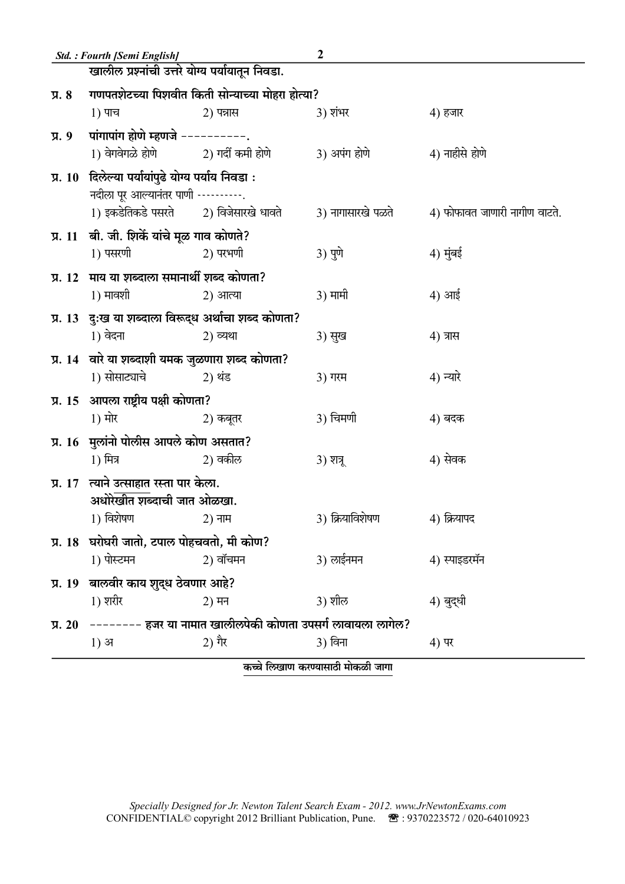खालील प्रश्नांची उत्तरे योग्य पर्यायातून निवडा.

**प्र. 8** गणपतशेटच्या पिशवीत किती सोन्याच्या मोहरा होत्या?

1) पाच 2) पन्नास 3) शंभर 4) हजार

**प्र. 9** पांगापांग होणे म्हणजे ----------.

1) वेगवेगळे होणे 2) गर्दी कमी होणे 3) अपंग होणे 4) नाहीसे होणे

**प्र. 10** दिलेल्या पर्यायांपुढे योग्य पर्याय निवडा :

नदीला पूर आल्यानंतर पाणी ---------.

1) इकडेतिकडे पसरते 2) विजेसारखे धावते 3) नागासारखे पळते 4) फोफावत जाणारी नागीण वाटते.

**प्र. 11** बी. जी. शिर्के यांचे मूळ गाव कोणते?

1) पसरणी 2) परभणी 3) पुणे 4) मुंबई

**प्र. 12** माय या शब्दाला समानार्थी शब्द कोणता?

1) मावशी 2) आत्या 3) मामी 4) आई

**प्र. 13** दुःख या शब्दाला विरूद्ध अर्थाचा शब्द कोणता?

1) वेदना 2) व्यथा 3) सुख 4) त्रास

**प्र. 14** वारे या शब्दाशी यमक जुळणारा शब्द कोणता?

1) सोसाट्याचे 2) थंड 3) गरम 4) न्यारे

**प्र. 15** आपला राष्ट्रीय पक्षी कोणता?

1) मोर 2) कबूतर 3) चिमणी 4) बदक

**प्र. 16** मुलांनो पोलीस आपले कोण असतात?

1) मित्र 2) वकील 3) शत्रू 4) सेवक

**प्र. 17** त्याने उत्साहात रस्ता पार केला.

अधोरेखीत शब्दाची जात ओळखा.

1) विशेषण 2) नाम 3) क्रियाविशेषण 4) क्रियापद

**प्र. 18** घरोघरी जातो, टपाल पोहचवतो, मी कोण?

1) पोस्टमन 2) वॉचमन 3) लाईनमन 4) स्पाइडरमॅन

**प्र. 19** बालवीर काय शुद्ध ठेवणार आहे?

1) शरीर 2) मन 3) शील 4) बुद्धी

**प्र. 20** -------- हजर या नामात खालीलपेकी कोणता उपसर्ग लावायला लागेल?

1) अ 2) गैर 3) विना 4) पर

कच्चे लिखाण करण्यासाठी मोकळी जागा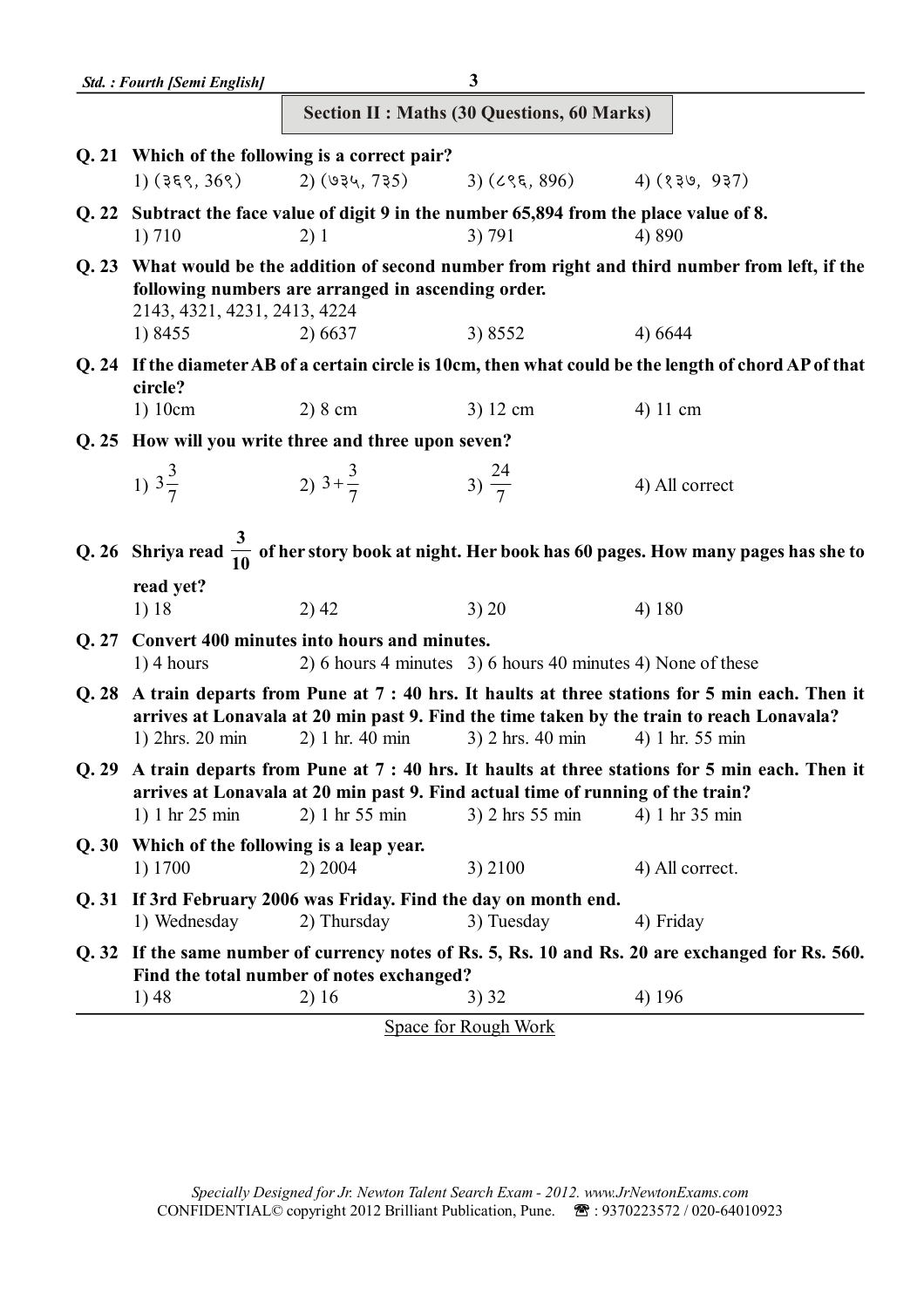## Section II : Maths (30 Questions, 60 Marks)

**Q. 21 Which of the following is a correct pair?**

1) (३६९, 369) 2) (७३५, 735) 3) (८९६, 896) 4) (१३७, 937)

**Q. 22 Subtract the face value of digit 9 in the number 65,894 from the place value of 8.**

1) 710 2) 1 3) 791 4) 890

**Q. 23 What would be the addition of second number from right and third number from left, if the following numbers are arranged in ascending order.**

2143, 4321, 4231, 2413, 4224

1) 8455 2) 6637 3) 8552 4) 6644

**Q. 24 If the diameter AB of a certain circle is 10cm, then what could be the length of chord AP of that circle?**

1) 10cm 2) 8 cm 3) 12 cm 4) 11 cm

**Q. 25 How will you write three and three upon seven?**

1) $3\frac{3}{7}$ 2) $3+\frac{3}{7}$ 3) $\frac{24}{7}$ 4) All correct

**Q. 26 Shriya read $\frac{3}{10}$ of her story book at night. Her book has 60 pages. How many pages has she to read yet?**

1) 18 2) 42 3) 20 4) 180

**Q. 27 Convert 400 minutes into hours and minutes.**

1) 4 hours 2) 6 hours 4 minutes 3) 6 hours 40 minutes 4) None of these

**Q. 28 A train departs from Pune at 7 : 40 hrs. It haults at three stations for 5 min each. Then it arrives at Lonavala at 20 min past 9. Find the time taken by the train to reach Lonavala?**

1) 2hrs. 20 min 2) 1 hr. 40 min 3) 2 hrs. 40 min 4) 1 hr. 55 min

**Q. 29 A train departs from Pune at 7 : 40 hrs. It haults at three stations for 5 min each. Then it arrives at Lonavala at 20 min past 9. Find actual time of running of the train?**

1) 1 hr 25 min 2) 1 hr 55 min 3) 2 hrs 55 min 4) 1 hr 35 min

**Q. 30 Which of the following is a leap year.**

1) 1700 2) 2004 3) 2100 4) All correct.

**Q. 31 If 3rd February 2006 was Friday. Find the day on month end.**

1) Wednesday 2) Thursday 3) Tuesday 4) Friday

**Q. 32 If the same number of currency notes of Rs. 5, Rs. 10 and Rs. 20 are exchanged for Rs. 560. Find the total number of notes exchanged?**

1) 48 2) 16 3) 32 4) 196

Space for Rough Work

*Specially Designed for Jr. Newton Talent Search Exam - 2012. www.JrNewtonExams.com*
CONFIDENTIAL© copyright 2012 Brilliant Publication, Pune. ☎ : 9370223572 / 020-64010923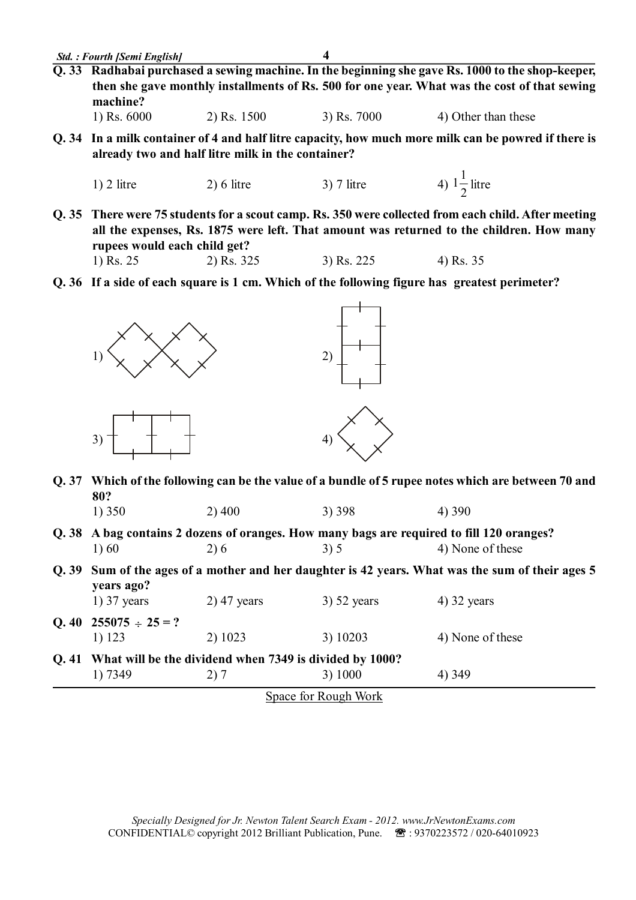**Q. 33 Radhabai purchased a sewing machine. In the beginning she gave Rs. 1000 to the shop-keeper, then she gave monthly installments of Rs. 500 for one year. What was the cost of that sewing machine?**

1) Rs. 6000 2) Rs. 1500 3) Rs. 7000 4) Other than these

**Q. 34 In a milk container of 4 and half litre capacity, how much more milk can be powred if there is already two and half litre milk in the container?**

1) 2 litre 2) 6 litre 3) 7 litre 4) $1\frac{1}{2}$ litre

**Q. 35 There were 75 students for a scout camp. Rs. 350 were collected from each child. After meeting all the expenses, Rs. 1875 were left. That amount was returned to the children. How many rupees would each child get?**

1) Rs. 25 2) Rs. 325 3) Rs. 225 4) Rs. 35

**Q. 36 If a side of each square is 1 cm. Which of the following figure has greatest perimeter?**

1) 2) 3) 4)

**Q. 37 Which of the following can be the value of a bundle of 5 rupee notes which are between 70 and 80?**

1) 350 2) 400 3) 398 4) 390

**Q. 38 A bag contains 2 dozens of oranges. How many bags are required to fill 120 oranges?**

1) 60 2) 6 3) 5 4) None of these

**Q. 39 Sum of the ages of a mother and her daughter is 42 years. What was the sum of their ages 5 years ago?**

1) 37 years 2) 47 years 3) 52 years 4) 32 years

**Q. 40 $255075 \div 25 = ?$**

1) 123 2) 1023 3) 10203 4) None of these

**Q. 41 What will be the dividend when 7349 is divided by 1000?**

1) 7349 2) 7 3) 1000 4) 349

Space for Rough Work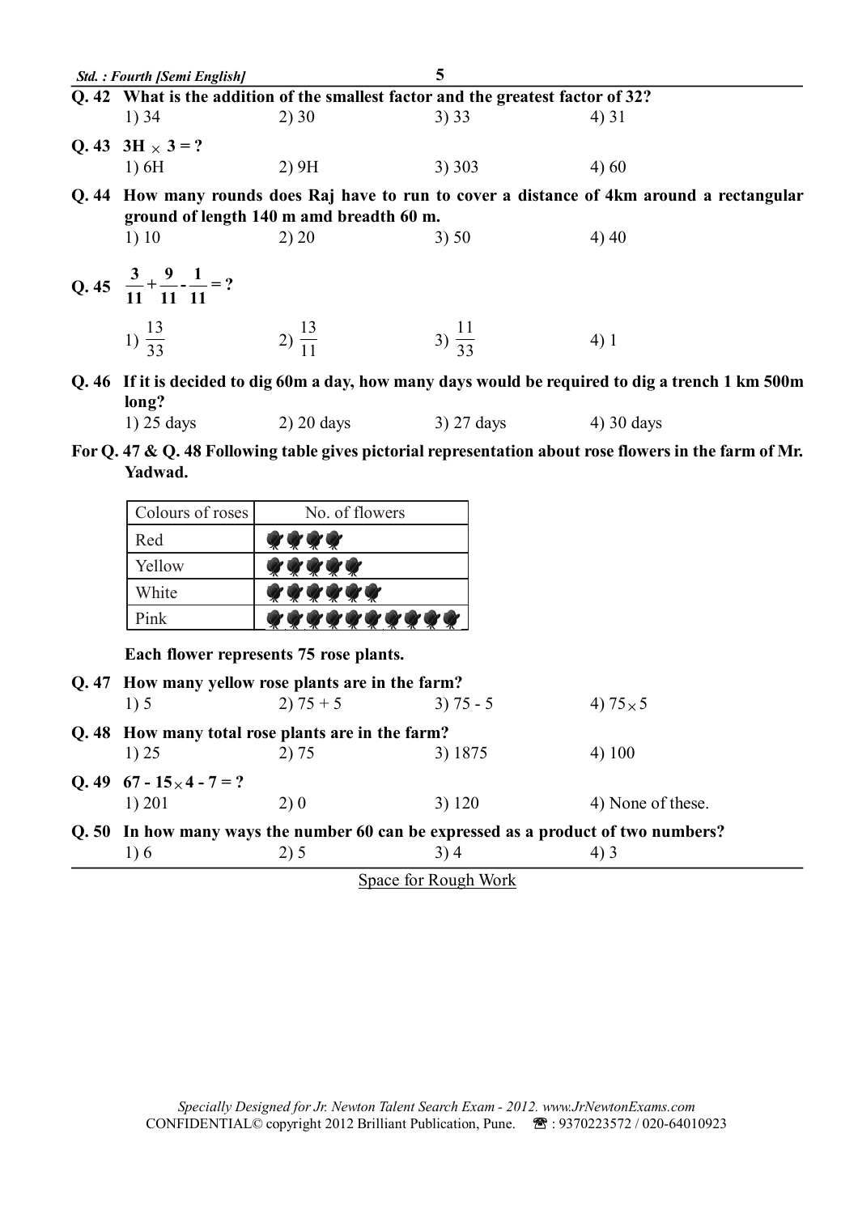**Q. 42 What is the addition of the smallest factor and the greatest factor of 32?**

1) 34 2) 30 3) 33 4) 31

**Q. 43 3H × 3 = ?**

1) 6H 2) 9H 3) 303 4) 60

**Q. 44 How many rounds does Raj have to run to cover a distance of 4km around a rectangular ground of length 140 m amd breadth 60 m.**

1) 10 2) 20 3) 50 4) 40

**Q. 45** $\frac{3}{11} + \frac{9}{11} - \frac{1}{11} = ?$

1) $\frac{13}{33}$ 2) $\frac{13}{11}$ 3) $\frac{11}{33}$ 4) 1

**Q. 46 If it is decided to dig 60m a day, how many days would be required to dig a trench 1 km 500m long?**

1) 25 days 2) 20 days 3) 27 days 4) 30 days

**For Q. 47 & Q. 48 Following table gives pictorial representation about rose flowers in the farm of Mr. Yadwad.**

| Colours of roses | No. of flowers |
|---|---|
| Red | 🌹🌹🌹🌹 |
| Yellow | 🌹🌹🌹🌹🌹 |
| White | 🌹🌹🌹🌹🌹🌹 |
| Pink | 🌹🌹🌹🌹🌹🌹🌹🌹🌹🌹 |

**Each flower represents 75 rose plants.**

**Q. 47 How many yellow rose plants are in the farm?**

1) 5 2) 75 + 5 3) 75 - 5 4) 75 × 5

**Q. 48 How many total rose plants are in the farm?**

1) 25 2) 75 3) 1875 4) 100

**Q. 49 67 - 15 × 4 - 7 = ?**

1) 201 2) 0 3) 120 4) None of these.

**Q. 50 In how many ways the number 60 can be expressed as a product of two numbers?**

1) 6 2) 5 3) 4 4) 3

Space for Rough Work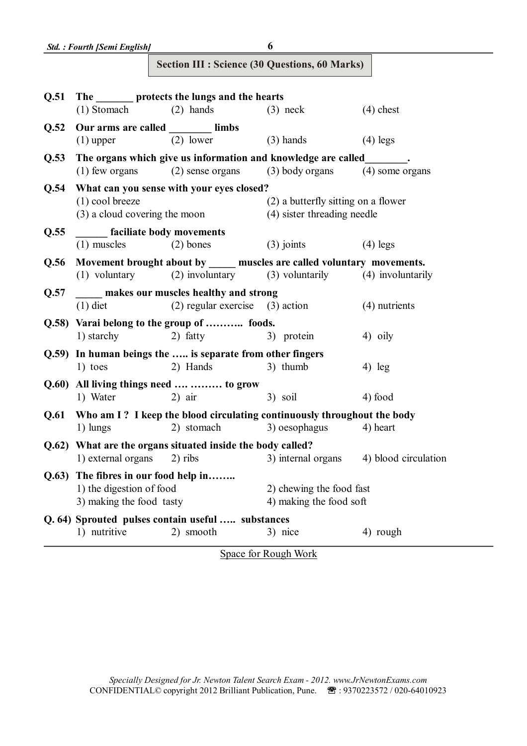## Section III : Science (30 Questions, 60 Marks)

**Q.51 The _______ protects the lungs and the hearts**

(1) Stomach (2) hands (3) neck (4) chest

**Q.52 Our arms are called ________ limbs**

(1) upper (2) lower (3) hands (4) legs

**Q.53 The organs which give us information and knowledge are called________.**

(1) few organs (2) sense organs (3) body organs (4) some organs

**Q.54 What can you sense with your eyes closed?**

(1) cool breeze (2) a butterfly sitting on a flower
(3) a cloud covering the moon (4) sister threading needle

**Q.55 ______ faciliate body movements**

(1) muscles (2) bones (3) joints (4) legs

**Q.56 Movement brought about by _____ muscles are called voluntary movements.**

(1) voluntary (2) involuntary (3) voluntarily (4) involuntarily

**Q.57 _____ makes our muscles healthy and strong**

(1) diet (2) regular exercise (3) action (4) nutrients

**Q.58) Varai belong to the group of ……….. foods.**

1) starchy 2) fatty 3) protein 4) oily

**Q.59) In human beings the ….. is separate from other fingers**

1) toes 2) Hands 3) thumb 4) leg

**Q.60) All living things need …. ……… to grow**

1) Water 2) air 3) soil 4) food

**Q.61 Who am I ? I keep the blood circulating continuously throughout the body**

1) lungs 2) stomach 3) oesophagus 4) heart

**Q.62) What are the organs situated inside the body called?**

1) external organs 2) ribs 3) internal organs 4) blood circulation

**Q.63) The fibres in our food help in……..**

1) the digestion of food 2) chewing the food fast
3) making the food tasty 4) making the food soft

**Q. 64) Sprouted pulses contain useful ….. substances**

1) nutritive 2) smooth 3) nice 4) rough

Space for Rough Work

*Specially Designed for Jr. Newton Talent Search Exam - 2012. www.JrNewtonExams.com*
CONFIDENTIAL© copyright 2012 Brilliant Publication, Pune. ☎ : 9370223572 / 020-64010923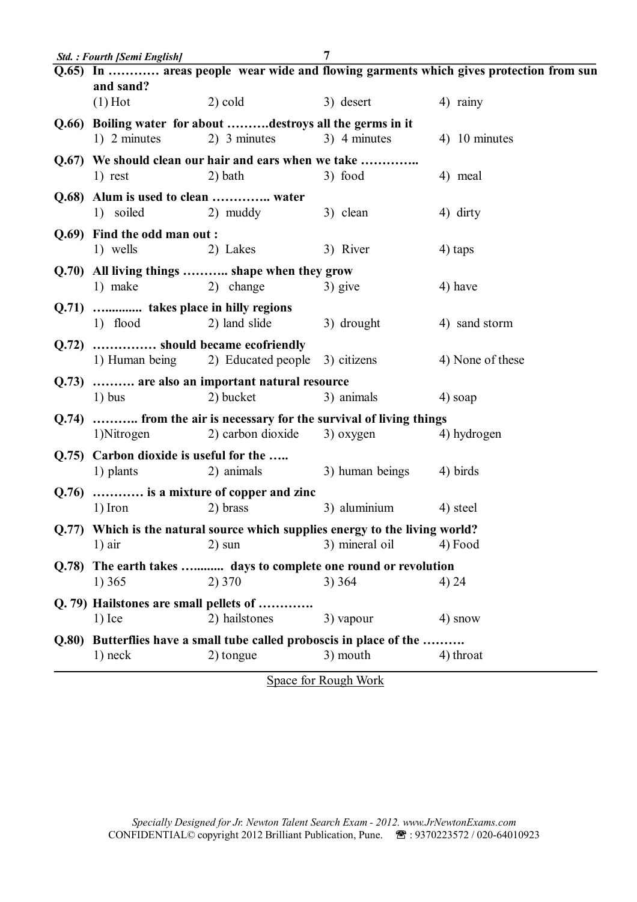**Q.65) In ………… areas people wear wide and flowing garments which gives protection from sun and sand?**

(1) Hot  2) cold  3) desert  4) rainy

**Q.66) Boiling water for about ……….destroys all the germs in it**

1) 2 minutes  2) 3 minutes  3) 4 minutes  4) 10 minutes

**Q.67) We should clean our hair and ears when we take …………..**

1) rest  2) bath  3) food  4) meal

**Q.68) Alum is used to clean ………….. water**

1) soiled  2) muddy  3) clean  4) dirty

**Q.69) Find the odd man out :**

1) wells  2) Lakes  3) River  4) taps

**Q.70) All living things ……….. shape when they grow**

1) make  2) change  3) give  4) have

**Q.71) …........... takes place in hilly regions**

1) flood  2) land slide  3) drought  4) sand storm

**Q.72) …………… should became ecofriendly**

1) Human being  2) Educated people  3) citizens  4) None of these

**Q.73) ………. are also an important natural resource**

1) bus  2) bucket  3) animals  4) soap

**Q.74) ……….. from the air is necessary for the survival of living things**

1)Nitrogen  2) carbon dioxide  3) oxygen  4) hydrogen

**Q.75) Carbon dioxide is useful for the …..**

1) plants  2) animals  3) human beings  4) birds

**Q.76) ………… is a mixture of copper and zinc**

1) Iron  2) brass  3) aluminium  4) steel

**Q.77) Which is the natural source which supplies energy to the living world?**

1) air  2) sun  3) mineral oil  4) Food

**Q.78) The earth takes …........ days to complete one round or revolution**

1) 365  2) 370  3) 364  4) 24

**Q. 79) Hailstones are small pellets of ………….**

1) Ice  2) hailstones  3) vapour  4) snow

**Q.80) Butterflies have a small tube called proboscis in place of the ……….**

1) neck  2) tongue  3) mouth  4) throat

Space for Rough Work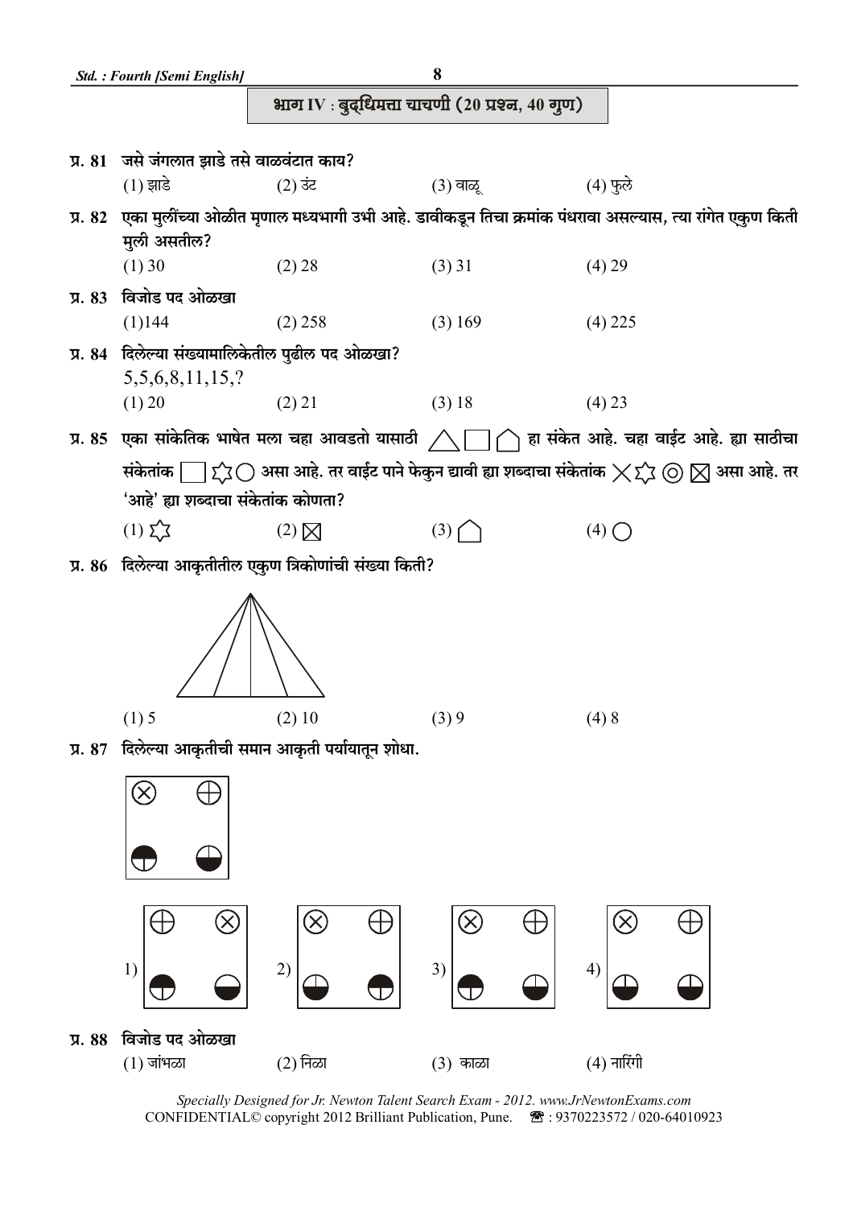## भाग IV : बुद्धिमत्ता चाचणी (20 प्रश्न, 40 गुण)

**प्र. 81** जसे जंगलात झाडे तसे वाळवंटात काय?

(1) झाडे (2) उंट (3) वाळू (4) फुले

**प्र. 82** एका मुलींच्या ओळीत मृणाल मध्यभागी उभी आहे. डावीकडून तिचा क्रमांक पंधरावा असल्यास, त्या रांगेत एकुण किती मुली असतील?

(1) 30 (2) 28 (3) 31 (4) 29

**प्र. 83** विजोड पद ओळखा

(1)144 (2) 258 (3) 169 (4) 225

**प्र. 84** दिलेल्या संख्यामालिकेतील पुढील पद ओळखा?

5,5,6,8,11,15,?

(1) 20 (2) 21 (3) 18 (4) 23

**प्र. 85** एका सांकेतिक भाषेत मला चहा आवडतो यासाठी △ □ ⌂ हा संकेत आहे. चहा वाईट आहे. ह्या साठीचा संकेतांक □ ✡ ○ असा आहे. तर वाईट पाने फेकुन द्यावी ह्या शब्दाचा संकेतांक × ✡ ◎ ⊠ असा आहे. तर 'आहे' ह्या शब्दाचा संकेतांक कोणता?

(1) ✡ (2) ⊠ (3) ⌂ (4) ○

**प्र. 86** दिलेल्या आकृतीतील एकुण त्रिकोणांची संख्या किती?

(1) 5 (2) 10 (3) 9 (4) 8

**प्र. 87** दिलेल्या आकृतीची समान आकृती पर्यायातून शोधा.

1) 2) 3) 4)

**प्र. 88** विजोड पद ओळखा

(1) जांभळा (2) निळा (3) काळा (4) नारिंगी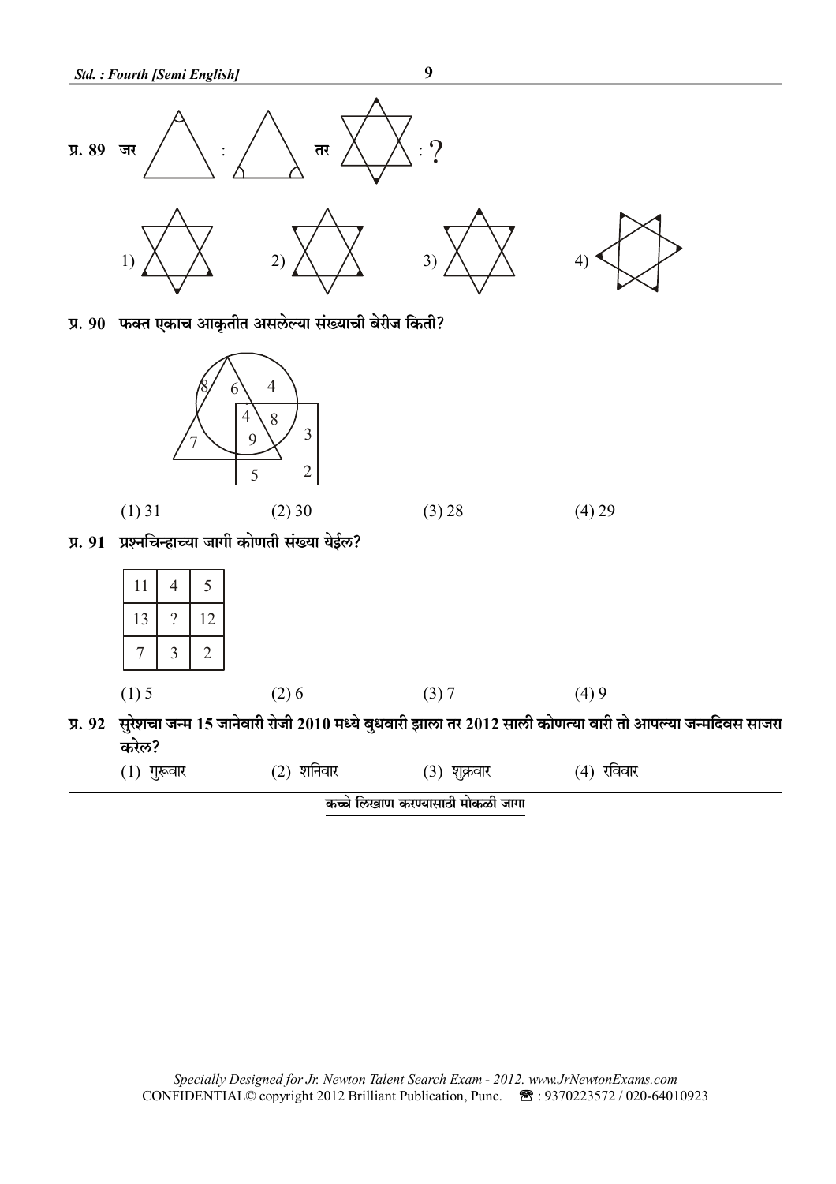**प्र. 89** जर : तर : ?

1) 2) 3) 4)

**प्र. 90** फक्त एकाच आकृतीत असलेल्या संख्याची बेरीज किती?

(1) 31 (2) 30 (3) 28 (4) 29

**प्र. 91** प्रश्नचिन्हाच्या जागी कोणती संख्या येईल?

| 11 | 4 | 5 |
|---|---|---|
| 13 | ? | 12 |
| 7 | 3 | 2 |

(1) 5 (2) 6 (3) 7 (4) 9

**प्र. 92** सुरेशचा जन्म 15 जानेवारी रोजी 2010 मध्ये बुधवारी झाला तर 2012 साली कोणत्या वारी तो आपल्या जन्मदिवस साजरा करेल?

(1) गुरूवार (2) शनिवार (3) शुक्रवार (4) रविवार

कच्चे लिखाण करण्यासाठी मोकळी जागा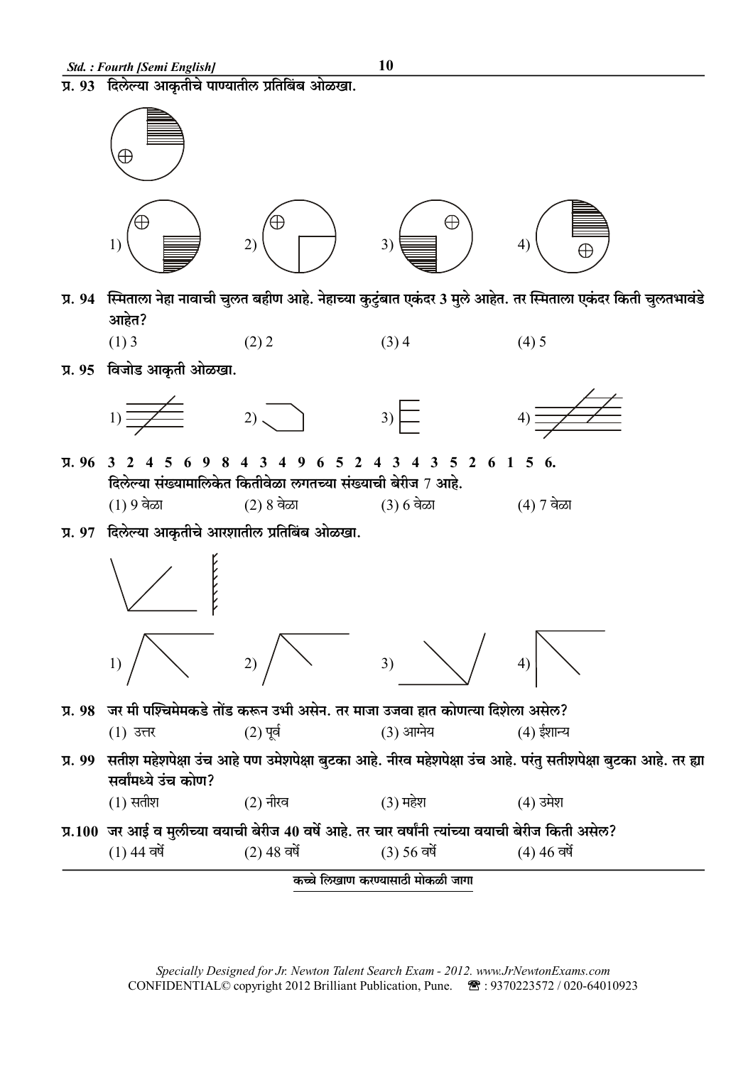प्र. 93 दिलेल्या आकृतीचे पाण्यातील प्रतिबिंब ओळखा.

1) 2) 3) 4)

प्र. 94 स्मिताला नेहा नावाची चुलत बहीण आहे. नेहाच्या कुटुंबात एकंदर 3 मुले आहेत. तर स्मिताला एकंदर किती चुलतभावंडे आहेत?

(1) 3 (2) 2 (3) 4 (4) 5

प्र. 95 विजोड आकृती ओळखा.

1) 2) 3) 4)

प्र. 96 **3 2 4 5 6 9 8 4 3 4 9 6 5 2 4 3 4 3 5 2 6 1 5 6.**

दिलेल्या संख्यामालिकेत कितीवेळा लगतच्या संख्याची बेरीज 7 आहे.

(1) 9 वेळा (2) 8 वेळा (3) 6 वेळा (4) 7 वेळा

प्र. 97 दिलेल्या आकृतीचे आरशातील प्रतिबिंब ओळखा.

1) 2) 3) 4)

प्र. 98 जर मी पश्चिमेकडे तोंड करून उभी असेन. तर माझा उजवा हात कोणत्या दिशेला असेल?

(1) उत्तर (2) पूर्व (3) आग्नेय (4) ईशान्य

प्र. 99 सतीश महेशपेक्षा उंच आहे पण उमेशपेक्षा बुटका आहे. नीरव महेशपेक्षा उंच आहे. परंतु सतीशपेक्षा बुटका आहे. तर ह्या सर्वांमध्ये उंच कोण?

(1) सतीश (2) नीरव (3) महेश (4) उमेश

प्र.100 जर आई व मुलीच्या वयाची बेरीज 40 वर्षे आहे. तर चार वर्षांनी त्यांच्या वयाची बेरीज किती असेल?

(1) 44 वर्षे (2) 48 वर्षे (3) 56 वर्षे (4) 46 वर्षे

कच्चे लिखाण करण्यासाठी मोकळी जागा